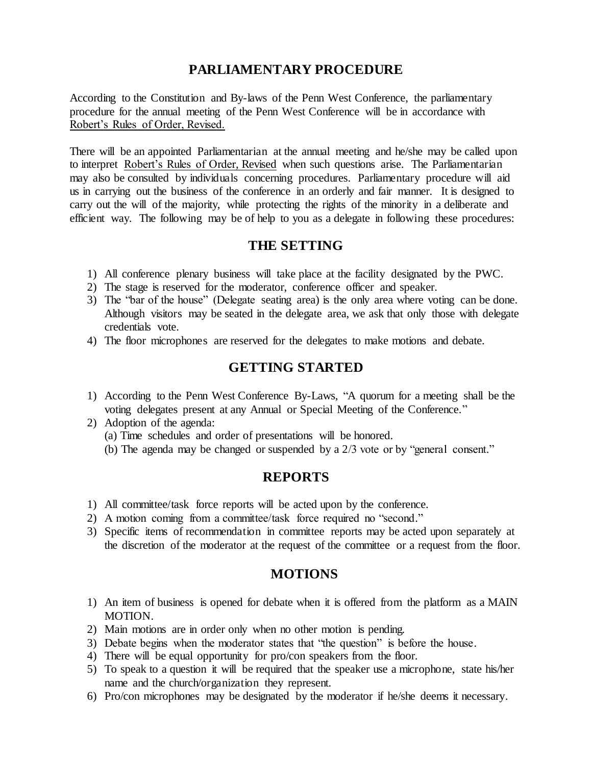# PARLIAMENTARY PROCEDURE

According to the Constitution and By-laws of the Penn West Conference, the parliamentary procedure for the annual meeting of the Penn West Conference will be in accordance with Robert's Rules of Order, Revised.

There will be an appointed Parliamentarian at the annual meeting and he/she may be called upon to interpret Robert's Rules of Order, Revised when such questions arise. The Parliamentarian may also be consulted by individuals concerning procedures. Parliamentary procedure will aid us in carrying out the business of the conference in an orderly and fair manner. It is designed to carry out the will of the majority, while protecting the rights of the minority in a deliberate and efficient way. The following may be of help to you as a delegate in following these procedures:

## THE SETTING

1) All conference plenary business will take place at the facility designated by the PWC.
2) The stage is reserved for the moderator, conference officer and speaker.
3) The "bar of the house" (Delegate seating area) is the only area where voting can be done. Although visitors may be seated in the delegate area, we ask that only those with delegate credentials vote.
4) The floor microphones are reserved for the delegates to make motions and debate.

## GETTING STARTED

1) According to the Penn West Conference By-Laws, "A quorum for a meeting shall be the voting delegates present at any Annual or Special Meeting of the Conference."
2) Adoption of the agenda:
   (a) Time schedules and order of presentations will be honored.
   (b) The agenda may be changed or suspended by a 2/3 vote or by "general consent."

## REPORTS

1) All committee/task force reports will be acted upon by the conference.
2) A motion coming from a committee/task force required no "second."
3) Specific items of recommendation in committee reports may be acted upon separately at the discretion of the moderator at the request of the committee or a request from the floor.

## MOTIONS

1) An item of business is opened for debate when it is offered from the platform as a MAIN MOTION.
2) Main motions are in order only when no other motion is pending.
3) Debate begins when the moderator states that "the question" is before the house.
4) There will be equal opportunity for pro/con speakers from the floor.
5) To speak to a question it will be required that the speaker use a microphone, state his/her name and the church/organization they represent.
6) Pro/con microphones may be designated by the moderator if he/she deems it necessary.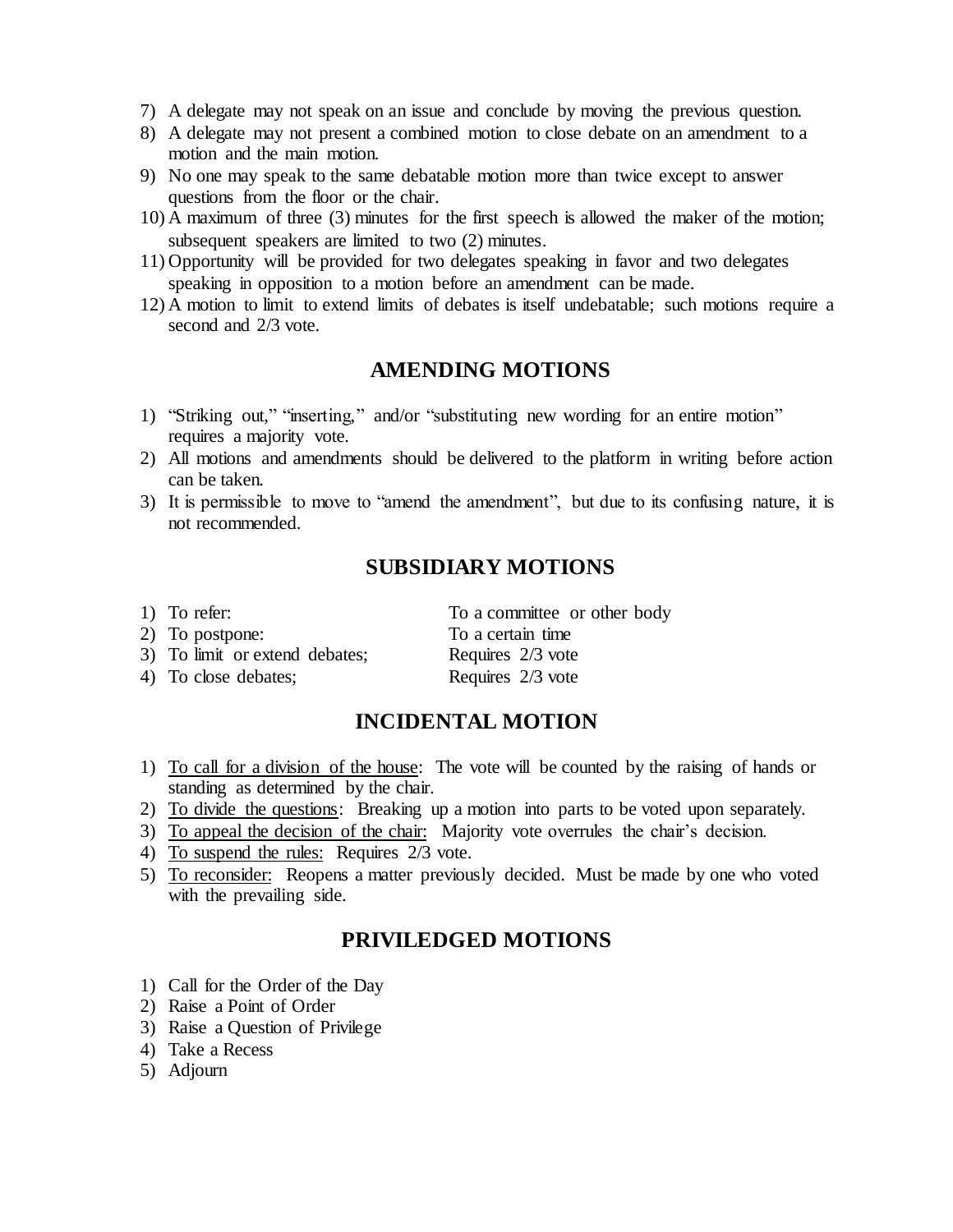7) A delegate may not speak on an issue and conclude by moving the previous question.
8) A delegate may not present a combined motion to close debate on an amendment to a motion and the main motion.
9) No one may speak to the same debatable motion more than twice except to answer questions from the floor or the chair.
10) A maximum of three (3) minutes for the first speech is allowed the maker of the motion; subsequent speakers are limited to two (2) minutes.
11) Opportunity will be provided for two delegates speaking in favor and two delegates speaking in opposition to a motion before an amendment can be made.
12) A motion to limit to extend limits of debates is itself undebatable; such motions require a second and 2/3 vote.

## AMENDING MOTIONS

1) "Striking out," "inserting," and/or "substituting new wording for an entire motion" requires a majority vote.
2) All motions and amendments should be delivered to the platform in writing before action can be taken.
3) It is permissible to move to "amend the amendment", but due to its confusing nature, it is not recommended.

## SUBSIDIARY MOTIONS

| | |
|---|---|
| 1) To refer: | To a committee or other body |
| 2) To postpone: | To a certain time |
| 3) To limit or extend debates; | Requires 2/3 vote |
| 4) To close debates; | Requires 2/3 vote |

## INCIDENTAL MOTION

1) <u>To call for a division of the house</u>: The vote will be counted by the raising of hands or standing as determined by the chair.
2) <u>To divide the questions</u>: Breaking up a motion into parts to be voted upon separately.
3) <u>To appeal the decision of the chair:</u> Majority vote overrules the chair's decision.
4) <u>To suspend the rules:</u> Requires 2/3 vote.
5) <u>To reconsider:</u> Reopens a matter previously decided. Must be made by one who voted with the prevailing side.

## PRIVILEDGED MOTIONS

1) Call for the Order of the Day
2) Raise a Point of Order
3) Raise a Question of Privilege
4) Take a Recess
5) Adjourn